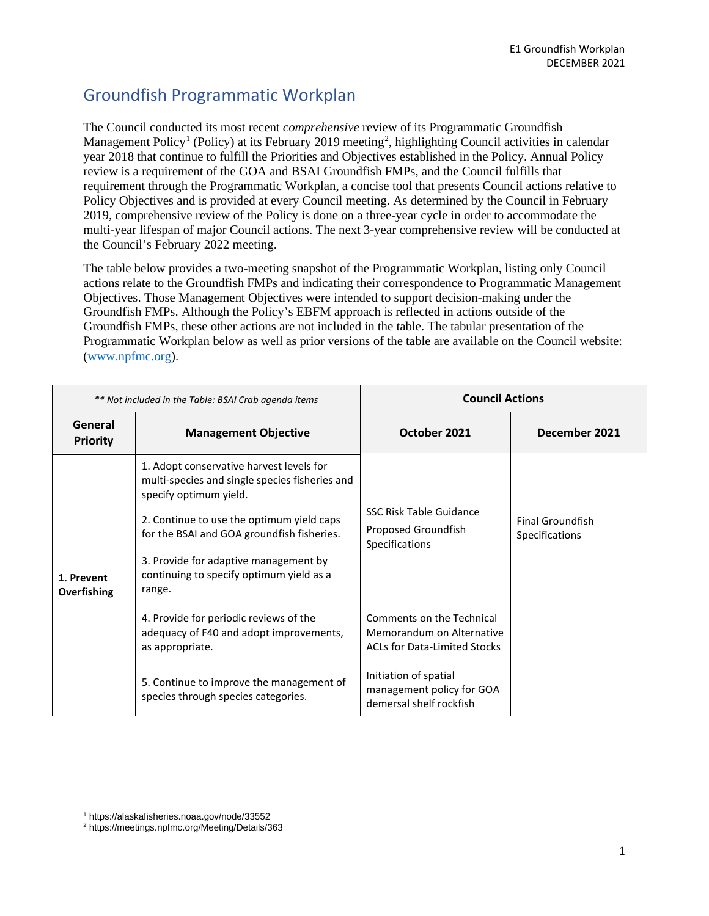# Groundfish Programmatic Workplan

The Council conducted its most recent *comprehensive* review of its Programmatic Groundfish Management Policy[1] (Policy) at its February 2019 meeting[2], highlighting Council activities in calendar year 2018 that continue to fulfill the Priorities and Objectives established in the Policy. Annual Policy review is a requirement of the GOA and BSAI Groundfish FMPs, and the Council fulfills that requirement through the Programmatic Workplan, a concise tool that presents Council actions relative to Policy Objectives and is provided at every Council meeting. As determined by the Council in February 2019, comprehensive review of the Policy is done on a three-year cycle in order to accommodate the multi-year lifespan of major Council actions. The next 3-year comprehensive review will be conducted at the Council's February 2022 meeting.

The table below provides a two-meeting snapshot of the Programmatic Workplan, listing only Council actions relate to the Groundfish FMPs and indicating their correspondence to Programmatic Management Objectives. Those Management Objectives were intended to support decision-making under the Groundfish FMPs. Although the Policy's EBFM approach is reflected in actions outside of the Groundfish FMPs, these other actions are not included in the table. The tabular presentation of the Programmatic Workplan below as well as prior versions of the table are available on the Council website: ([www.npfmc.org](www.npfmc.org)).

| *\*\* Not included in the Table: BSAI Crab agenda items* | | **Council Actions** | |
|---|---|---|---|
| **General Priority** | **Management Objective** | **October 2021** | **December 2021** |
| **1. Prevent Overfishing** | 1. Adopt conservative harvest levels for multi-species and single species fisheries and specify optimum yield. | SSC Risk Table Guidance<br>Proposed Groundfish Specifications | Final Groundfish Specifications |
| | 2. Continue to use the optimum yield caps for the BSAI and GOA groundfish fisheries. | | |
| | 3. Provide for adaptive management by continuing to specify optimum yield as a range. | | |
| | 4. Provide for periodic reviews of the adequacy of F40 and adopt improvements, as appropriate. | Comments on the Technical Memorandum on Alternative ACLs for Data-Limited Stocks | |
| | 5. Continue to improve the management of species through species categories. | Initiation of spatial management policy for GOA demersal shelf rockfish | |

[1] https://alaskafisheries.noaa.gov/node/33552
[2] https://meetings.npfmc.org/Meeting/Details/363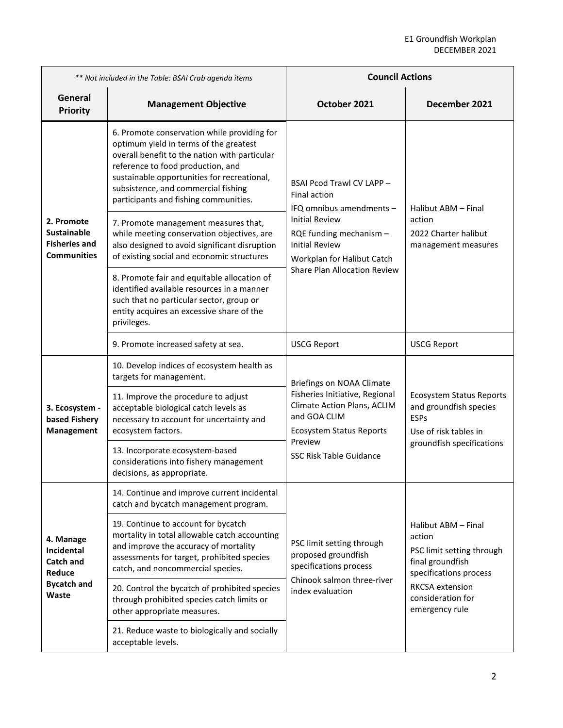| ** Not included in the Table: BSAI Crab agenda items | | Council Actions | |
|---|---|---|---|
| **General Priority** | **Management Objective** | **October 2021** | **December 2021** |
| **2. Promote Sustainable Fisheries and Communities** | 6. Promote conservation while providing for optimum yield in terms of the greatest overall benefit to the nation with particular reference to food production, and sustainable opportunities for recreational, subsistence, and commercial fishing participants and fishing communities. | BSAI Pcod Trawl CV LAPP – Final action<br>IFQ omnibus amendments – Initial Review<br>RQE funding mechanism – Initial Review<br>Workplan for Halibut Catch Share Plan Allocation Review | Halibut ABM – Final action<br>2022 Charter halibut management measures |
| | 7. Promote management measures that, while meeting conservation objectives, are also designed to avoid significant disruption of existing social and economic structures | | |
| | 8. Promote fair and equitable allocation of identified available resources in a manner such that no particular sector, group or entity acquires an excessive share of the privileges. | | |
| | 9. Promote increased safety at sea. | USCG Report | USCG Report |
| **3. Ecosystem - based Fishery Management** | 10. Develop indices of ecosystem health as targets for management. | Briefings on NOAA Climate Fisheries Initiative, Regional Climate Action Plans, ACLIM and GOA CLIM<br>Ecosystem Status Reports Preview<br>SSC Risk Table Guidance | Ecosystem Status Reports and groundfish species ESPs<br>Use of risk tables in groundfish specifications |
| | 11. Improve the procedure to adjust acceptable biological catch levels as necessary to account for uncertainty and ecosystem factors. | | |
| | 13. Incorporate ecosystem-based considerations into fishery management decisions, as appropriate. | | |
| **4. Manage Incidental Catch and Reduce Bycatch and Waste** | 14. Continue and improve current incidental catch and bycatch management program. | PSC limit setting through proposed groundfish specifications process<br>Chinook salmon three-river index evaluation | Halibut ABM – Final action<br>PSC limit setting through final groundfish specifications process<br>RKCSA extension consideration for emergency rule |
| | 19. Continue to account for bycatch mortality in total allowable catch accounting and improve the accuracy of mortality assessments for target, prohibited species catch, and noncommercial species. | | |
| | 20. Control the bycatch of prohibited species through prohibited species catch limits or other appropriate measures. | | |
| | 21. Reduce waste to biologically and socially acceptable levels. | | |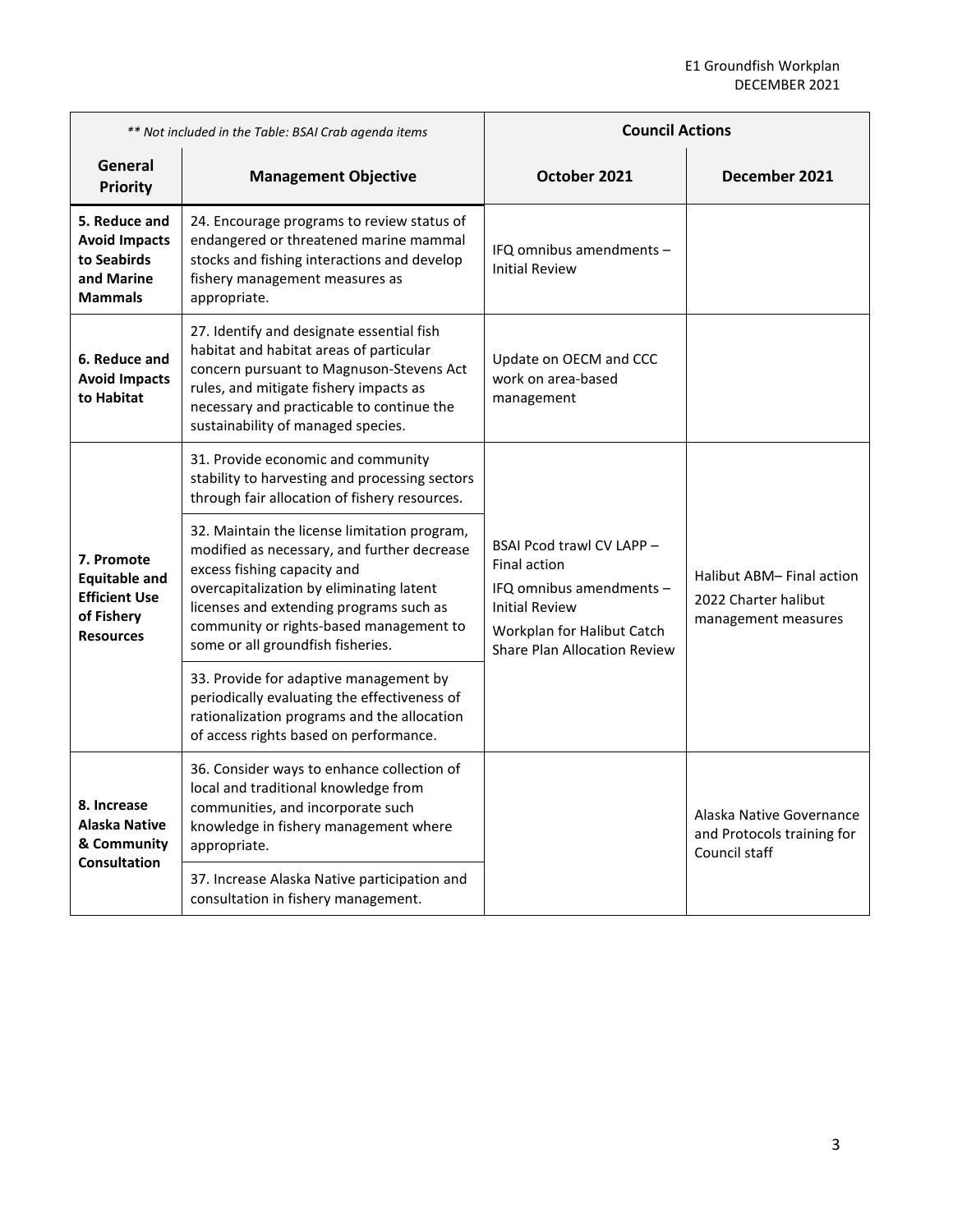| *** Not included in the Table: BSAI Crab agenda items* | | Council Actions | |
|---|---|---|---|
| **General Priority** | **Management Objective** | **October 2021** | **December 2021** |
| **5. Reduce and Avoid Impacts to Seabirds and Marine Mammals** | 24. Encourage programs to review status of endangered or threatened marine mammal stocks and fishing interactions and develop fishery management measures as appropriate. | IFQ omnibus amendments – Initial Review | |
| **6. Reduce and Avoid Impacts to Habitat** | 27. Identify and designate essential fish habitat and habitat areas of particular concern pursuant to Magnuson-Stevens Act rules, and mitigate fishery impacts as necessary and practicable to continue the sustainability of managed species. | Update on OECM and CCC work on area-based management | |
| **7. Promote Equitable and Efficient Use of Fishery Resources** | 31. Provide economic and community stability to harvesting and processing sectors through fair allocation of fishery resources. | BSAI Pcod trawl CV LAPP – Final action<br>IFQ omnibus amendments – Initial Review<br>Workplan for Halibut Catch Share Plan Allocation Review | Halibut ABM– Final action<br>2022 Charter halibut management measures |
| | 32. Maintain the license limitation program, modified as necessary, and further decrease excess fishing capacity and overcapitalization by eliminating latent licenses and extending programs such as community or rights-based management to some or all groundfish fisheries. | | |
| | 33. Provide for adaptive management by periodically evaluating the effectiveness of rationalization programs and the allocation of access rights based on performance. | | |
| **8. Increase Alaska Native & Community Consultation** | 36. Consider ways to enhance collection of local and traditional knowledge from communities, and incorporate such knowledge in fishery management where appropriate. | | Alaska Native Governance and Protocols training for Council staff |
| | 37. Increase Alaska Native participation and consultation in fishery management. | | |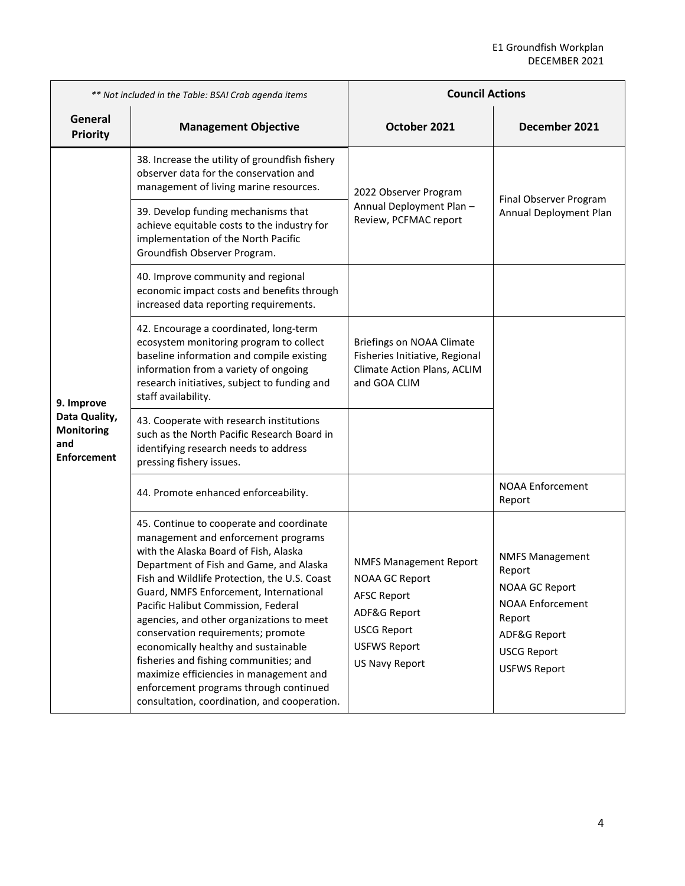| *** Not included in the Table: BSAI Crab agenda items* | | Council Actions | |
|---|---|---|---|
| **General Priority** | **Management Objective** | **October 2021** | **December 2021** |
| **9. Improve Data Quality, Monitoring and Enforcement** | 38. Increase the utility of groundfish fishery observer data for the conservation and management of living marine resources. | 2022 Observer Program Annual Deployment Plan – Review, PCFMAC report | Final Observer Program Annual Deployment Plan |
| | 39. Develop funding mechanisms that achieve equitable costs to the industry for implementation of the North Pacific Groundfish Observer Program. | | |
| | 40. Improve community and regional economic impact costs and benefits through increased data reporting requirements. | | |
| | 42. Encourage a coordinated, long-term ecosystem monitoring program to collect baseline information and compile existing information from a variety of ongoing research initiatives, subject to funding and staff availability. | Briefings on NOAA Climate Fisheries Initiative, Regional Climate Action Plans, ACLIM and GOA CLIM | |
| | 43. Cooperate with research institutions such as the North Pacific Research Board in identifying research needs to address pressing fishery issues. | | |
| | 44. Promote enhanced enforceability. | | NOAA Enforcement Report |
| | 45. Continue to cooperate and coordinate management and enforcement programs with the Alaska Board of Fish, Alaska Department of Fish and Game, and Alaska Fish and Wildlife Protection, the U.S. Coast Guard, NMFS Enforcement, International Pacific Halibut Commission, Federal agencies, and other organizations to meet conservation requirements; promote economically healthy and sustainable fisheries and fishing communities; and maximize efficiencies in management and enforcement programs through continued consultation, coordination, and cooperation. | NMFS Management Report<br>NOAA GC Report<br>AFSC Report<br>ADF&G Report<br>USCG Report<br>USFWS Report<br>US Navy Report | NMFS Management Report<br>NOAA GC Report<br>NOAA Enforcement Report<br>ADF&G Report<br>USCG Report<br>USFWS Report |